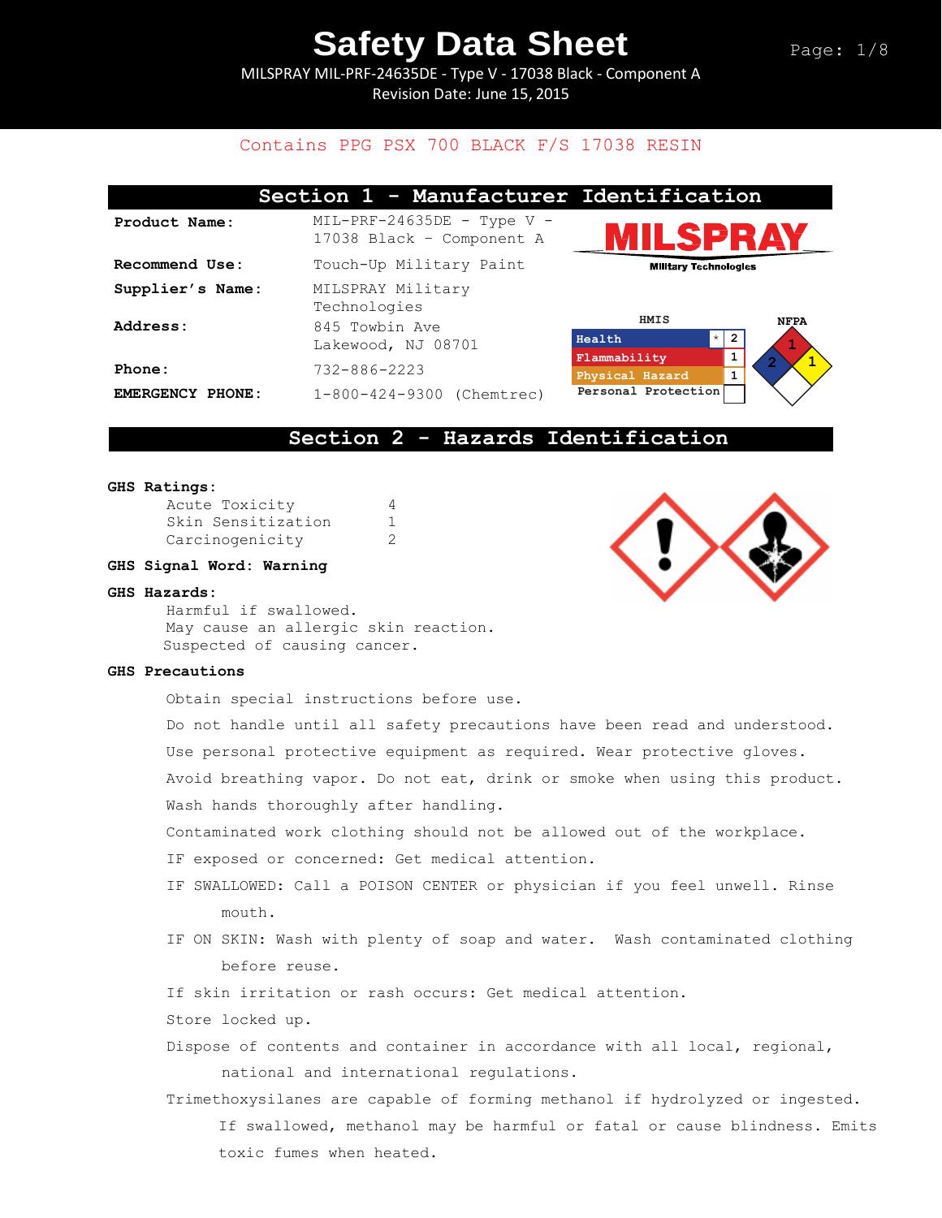# Safety Data Sheet

MILSPRAY MIL-PRF-24635DE - Type V - 17038 Black - Component A
Revision Date: June 15, 2015

Contains PPG PSX 700 BLACK F/S 17038 RESIN

## Section 1 - Manufacturer Identification

| | |
|---|---|
| **Product Name:** | MIL-PRF-24635DE - Type V - 17038 Black – Component A |
| **Recommend Use:** | Touch-Up Military Paint |
| **Supplier's Name:** | MILSPRAY Military Technologies |
| **Address:** | 845 Towbin Ave Lakewood, NJ 08701 |
| **Phone:** | 732-886-2223 |
| **EMERGENCY PHONE:** | 1-800-424-9300 (Chemtrec) |

MILSPRAY Military Technologies

**HMIS**

| | | |
|---|---|---|
| Health | * | 2 |
| Flammability | | 1 |
| Physical Hazard | | 1 |
| Personal Protection | | |

**NFPA**

Health: 2, Flammability: 1, Reactivity: 1

## Section 2 - Hazards Identification

**GHS Ratings:**

| | |
|---|---|
| Acute Toxicity | 4 |
| Skin Sensitization | 1 |
| Carcinogenicity | 2 |

**GHS Signal Word: Warning**

**GHS Hazards:**

Harmful if swallowed.
May cause an allergic skin reaction.
Suspected of causing cancer.

**GHS Precautions**

Obtain special instructions before use.

Do not handle until all safety precautions have been read and understood.

Use personal protective equipment as required. Wear protective gloves.

Avoid breathing vapor. Do not eat, drink or smoke when using this product.

Wash hands thoroughly after handling.

Contaminated work clothing should not be allowed out of the workplace.

IF exposed or concerned: Get medical attention.

IF SWALLOWED: Call a POISON CENTER or physician if you feel unwell. Rinse mouth.

IF ON SKIN: Wash with plenty of soap and water. Wash contaminated clothing before reuse.

If skin irritation or rash occurs: Get medical attention.

Store locked up.

Dispose of contents and container in accordance with all local, regional, national and international regulations.

Trimethoxysilanes are capable of forming methanol if hydrolyzed or ingested. If swallowed, methanol may be harmful or fatal or cause blindness. Emits toxic fumes when heated.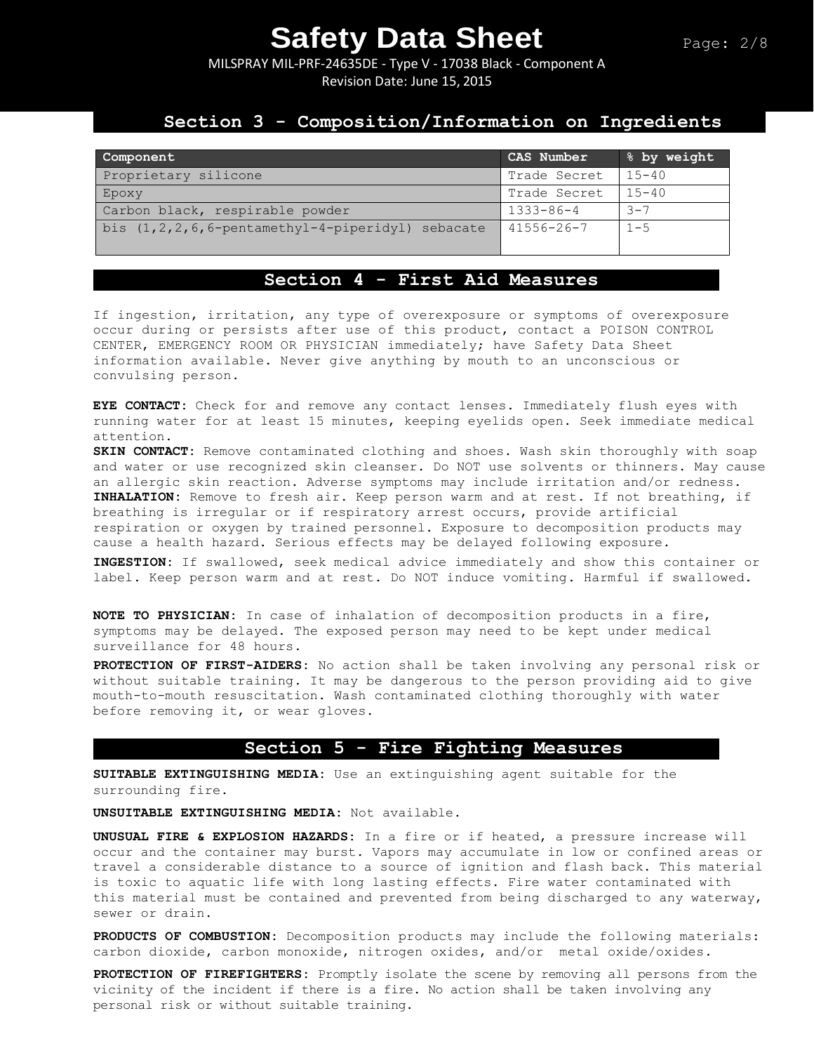## Section 3 - Composition/Information on Ingredients

| Component | CAS Number | % by weight |
|---|---|---|
| Proprietary silicone | Trade Secret | 15-40 |
| Epoxy | Trade Secret | 15-40 |
| Carbon black, respirable powder | 1333-86-4 | 3-7 |
| bis (1,2,2,6,6-pentamethyl-4-piperidyl) sebacate | 41556-26-7 | 1-5 |

## Section 4 - First Aid Measures

If ingestion, irritation, any type of overexposure or symptoms of overexposure occur during or persists after use of this product, contact a POISON CONTROL CENTER, EMERGENCY ROOM OR PHYSICIAN immediately; have Safety Data Sheet information available. Never give anything by mouth to an unconscious or convulsing person.

**EYE CONTACT:** Check for and remove any contact lenses. Immediately flush eyes with running water for at least 15 minutes, keeping eyelids open. Seek immediate medical attention.

**SKIN CONTACT:** Remove contaminated clothing and shoes. Wash skin thoroughly with soap and water or use recognized skin cleanser. Do NOT use solvents or thinners. May cause an allergic skin reaction. Adverse symptoms may include irritation and/or redness.

**INHALATION:** Remove to fresh air. Keep person warm and at rest. If not breathing, if breathing is irregular or if respiratory arrest occurs, provide artificial respiration or oxygen by trained personnel. Exposure to decomposition products may cause a health hazard. Serious effects may be delayed following exposure.

**INGESTION:** If swallowed, seek medical advice immediately and show this container or label. Keep person warm and at rest. Do NOT induce vomiting. Harmful if swallowed.

**NOTE TO PHYSICIAN:** In case of inhalation of decomposition products in a fire, symptoms may be delayed. The exposed person may need to be kept under medical surveillance for 48 hours.

**PROTECTION OF FIRST-AIDERS:** No action shall be taken involving any personal risk or without suitable training. It may be dangerous to the person providing aid to give mouth-to-mouth resuscitation. Wash contaminated clothing thoroughly with water before removing it, or wear gloves.

## Section 5 - Fire Fighting Measures

**SUITABLE EXTINGUISHING MEDIA:** Use an extinguishing agent suitable for the surrounding fire.

**UNSUITABLE EXTINGUISHING MEDIA:** Not available.

**UNUSUAL FIRE & EXPLOSION HAZARDS:** In a fire or if heated, a pressure increase will occur and the container may burst. Vapors may accumulate in low or confined areas or travel a considerable distance to a source of ignition and flash back. This material is toxic to aquatic life with long lasting effects. Fire water contaminated with this material must be contained and prevented from being discharged to any waterway, sewer or drain.

**PRODUCTS OF COMBUSTION:** Decomposition products may include the following materials: carbon dioxide, carbon monoxide, nitrogen oxides, and/or metal oxide/oxides.

**PROTECTION OF FIREFIGHTERS:** Promptly isolate the scene by removing all persons from the vicinity of the incident if there is a fire. No action shall be taken involving any personal risk or without suitable training.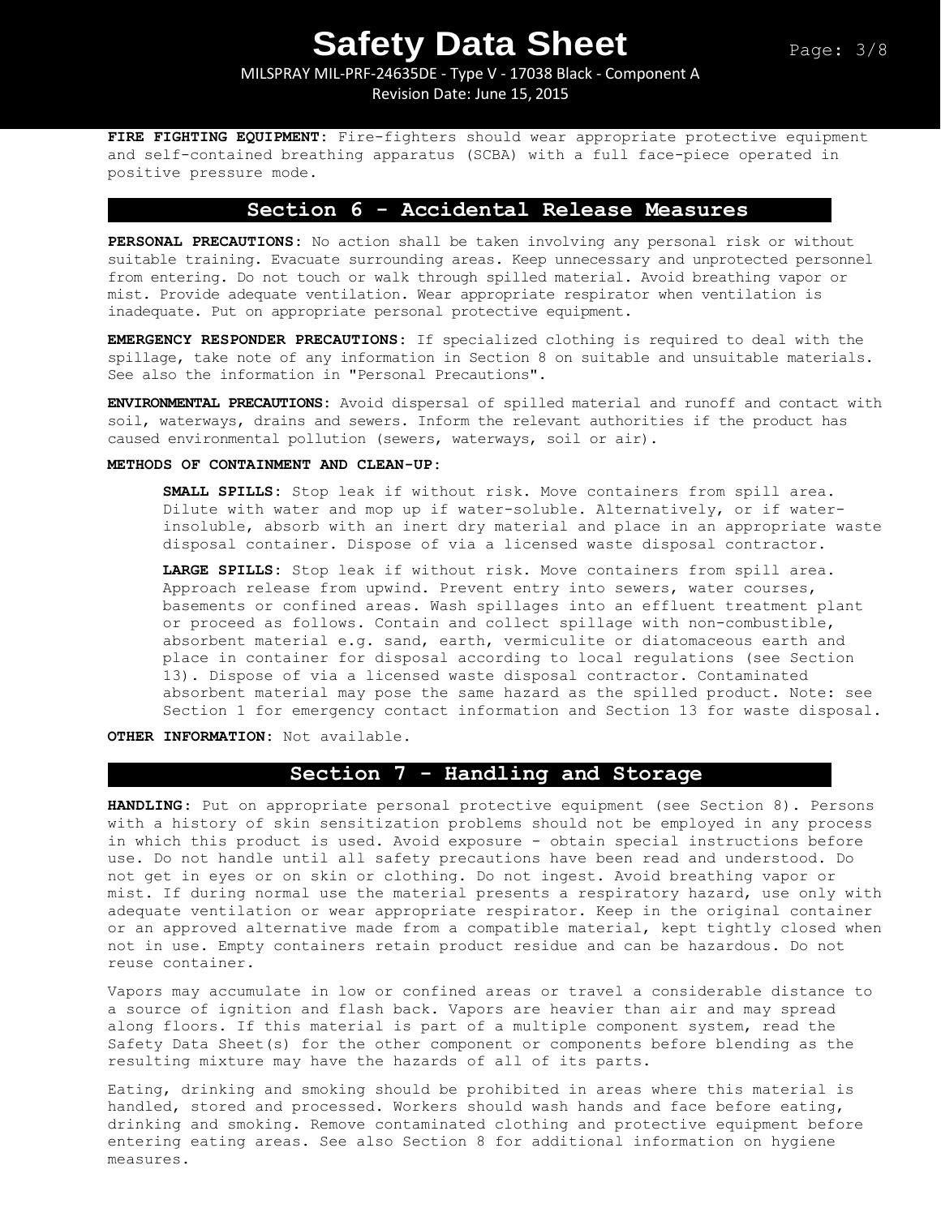**FIRE FIGHTING EQUIPMENT:** Fire-fighters should wear appropriate protective equipment and self-contained breathing apparatus (SCBA) with a full face-piece operated in positive pressure mode.

## Section 6 - Accidental Release Measures

**PERSONAL PRECAUTIONS:** No action shall be taken involving any personal risk or without suitable training. Evacuate surrounding areas. Keep unnecessary and unprotected personnel from entering. Do not touch or walk through spilled material. Avoid breathing vapor or mist. Provide adequate ventilation. Wear appropriate respirator when ventilation is inadequate. Put on appropriate personal protective equipment.

**EMERGENCY RESPONDER PRECAUTIONS:** If specialized clothing is required to deal with the spillage, take note of any information in Section 8 on suitable and unsuitable materials. See also the information in "Personal Precautions".

**ENVIRONMENTAL PRECAUTIONS:** Avoid dispersal of spilled material and runoff and contact with soil, waterways, drains and sewers. Inform the relevant authorities if the product has caused environmental pollution (sewers, waterways, soil or air).

**METHODS OF CONTAINMENT AND CLEAN-UP:**

**SMALL SPILLS:** Stop leak if without risk. Move containers from spill area. Dilute with water and mop up if water-soluble. Alternatively, or if water-insoluble, absorb with an inert dry material and place in an appropriate waste disposal container. Dispose of via a licensed waste disposal contractor.

**LARGE SPILLS:** Stop leak if without risk. Move containers from spill area. Approach release from upwind. Prevent entry into sewers, water courses, basements or confined areas. Wash spillages into an effluent treatment plant or proceed as follows. Contain and collect spillage with non-combustible, absorbent material e.g. sand, earth, vermiculite or diatomaceous earth and place in container for disposal according to local regulations (see Section 13). Dispose of via a licensed waste disposal contractor. Contaminated absorbent material may pose the same hazard as the spilled product. Note: see Section 1 for emergency contact information and Section 13 for waste disposal.

**OTHER INFORMATION:** Not available.

## Section 7 - Handling and Storage

**HANDLING:** Put on appropriate personal protective equipment (see Section 8). Persons with a history of skin sensitization problems should not be employed in any process in which this product is used. Avoid exposure - obtain special instructions before use. Do not handle until all safety precautions have been read and understood. Do not get in eyes or on skin or clothing. Do not ingest. Avoid breathing vapor or mist. If during normal use the material presents a respiratory hazard, use only with adequate ventilation or wear appropriate respirator. Keep in the original container or an approved alternative made from a compatible material, kept tightly closed when not in use. Empty containers retain product residue and can be hazardous. Do not reuse container.

Vapors may accumulate in low or confined areas or travel a considerable distance to a source of ignition and flash back. Vapors are heavier than air and may spread along floors. If this material is part of a multiple component system, read the Safety Data Sheet(s) for the other component or components before blending as the resulting mixture may have the hazards of all of its parts.

Eating, drinking and smoking should be prohibited in areas where this material is handled, stored and processed. Workers should wash hands and face before eating, drinking and smoking. Remove contaminated clothing and protective equipment before entering eating areas. See also Section 8 for additional information on hygiene measures.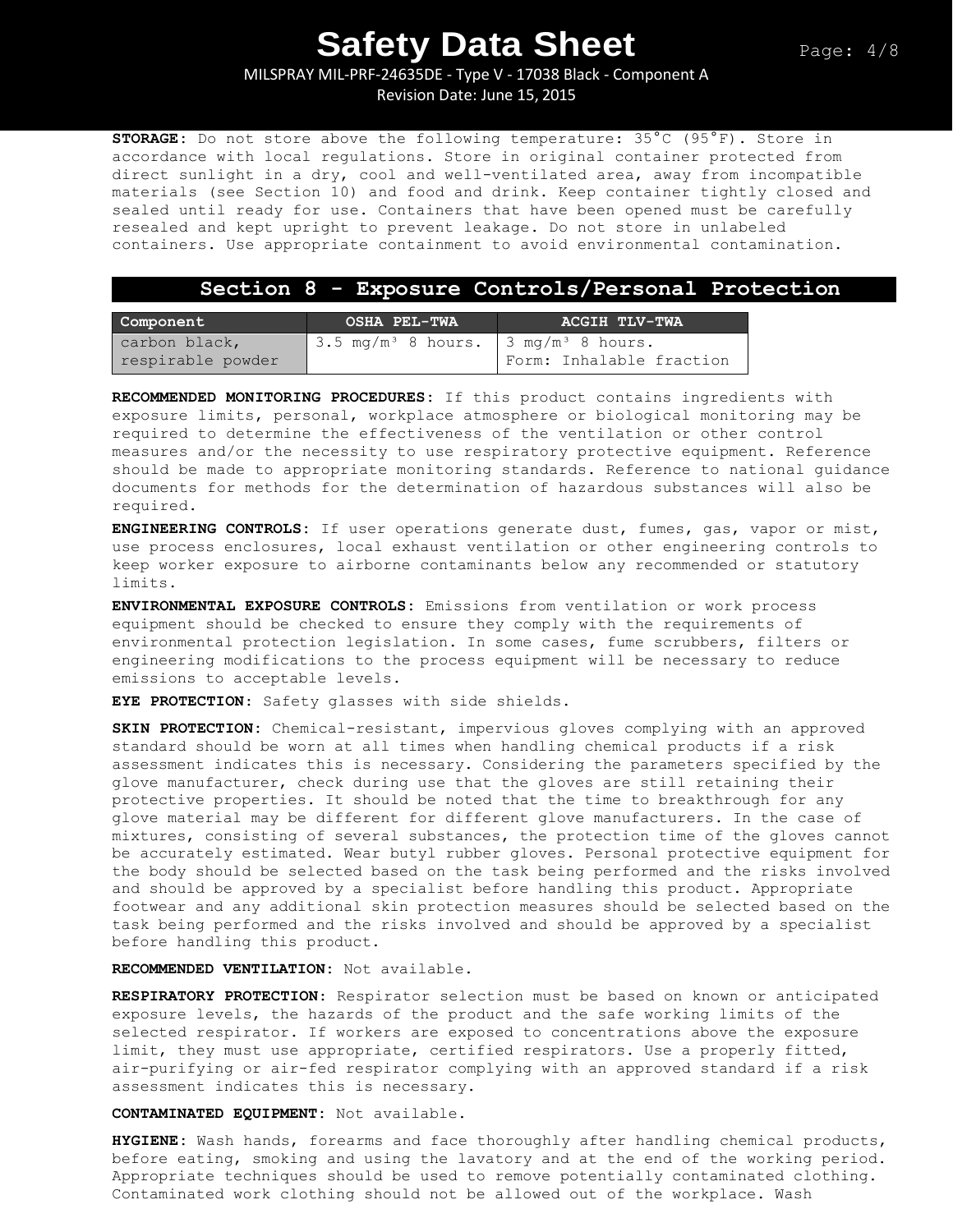**STORAGE:** Do not store above the following temperature: 35°C (95°F). Store in accordance with local regulations. Store in original container protected from direct sunlight in a dry, cool and well-ventilated area, away from incompatible materials (see Section 10) and food and drink. Keep container tightly closed and sealed until ready for use. Containers that have been opened must be carefully resealed and kept upright to prevent leakage. Do not store in unlabeled containers. Use appropriate containment to avoid environmental contamination.

## Section 8 - Exposure Controls/Personal Protection

| Component | OSHA PEL-TWA | ACGIH TLV-TWA |
|---|---|---|
| carbon black, respirable powder | 3.5 mg/m³ 8 hours. | 3 mg/m³ 8 hours. Form: Inhalable fraction |

**RECOMMENDED MONITORING PROCEDURES:** If this product contains ingredients with exposure limits, personal, workplace atmosphere or biological monitoring may be required to determine the effectiveness of the ventilation or other control measures and/or the necessity to use respiratory protective equipment. Reference should be made to appropriate monitoring standards. Reference to national guidance documents for methods for the determination of hazardous substances will also be required.

**ENGINEERING CONTROLS:** If user operations generate dust, fumes, gas, vapor or mist, use process enclosures, local exhaust ventilation or other engineering controls to keep worker exposure to airborne contaminants below any recommended or statutory limits.

**ENVIRONMENTAL EXPOSURE CONTROLS:** Emissions from ventilation or work process equipment should be checked to ensure they comply with the requirements of environmental protection legislation. In some cases, fume scrubbers, filters or engineering modifications to the process equipment will be necessary to reduce emissions to acceptable levels.

**EYE PROTECTION:** Safety glasses with side shields.

**SKIN PROTECTION:** Chemical-resistant, impervious gloves complying with an approved standard should be worn at all times when handling chemical products if a risk assessment indicates this is necessary. Considering the parameters specified by the glove manufacturer, check during use that the gloves are still retaining their protective properties. It should be noted that the time to breakthrough for any glove material may be different for different glove manufacturers. In the case of mixtures, consisting of several substances, the protection time of the gloves cannot be accurately estimated. Wear butyl rubber gloves. Personal protective equipment for the body should be selected based on the task being performed and the risks involved and should be approved by a specialist before handling this product. Appropriate footwear and any additional skin protection measures should be selected based on the task being performed and the risks involved and should be approved by a specialist before handling this product.

**RECOMMENDED VENTILATION:** Not available.

**RESPIRATORY PROTECTION:** Respirator selection must be based on known or anticipated exposure levels, the hazards of the product and the safe working limits of the selected respirator. If workers are exposed to concentrations above the exposure limit, they must use appropriate, certified respirators. Use a properly fitted, air-purifying or air-fed respirator complying with an approved standard if a risk assessment indicates this is necessary.

**CONTAMINATED EQUIPMENT:** Not available.

**HYGIENE:** Wash hands, forearms and face thoroughly after handling chemical products, before eating, smoking and using the lavatory and at the end of the working period. Appropriate techniques should be used to remove potentially contaminated clothing. Contaminated work clothing should not be allowed out of the workplace. Wash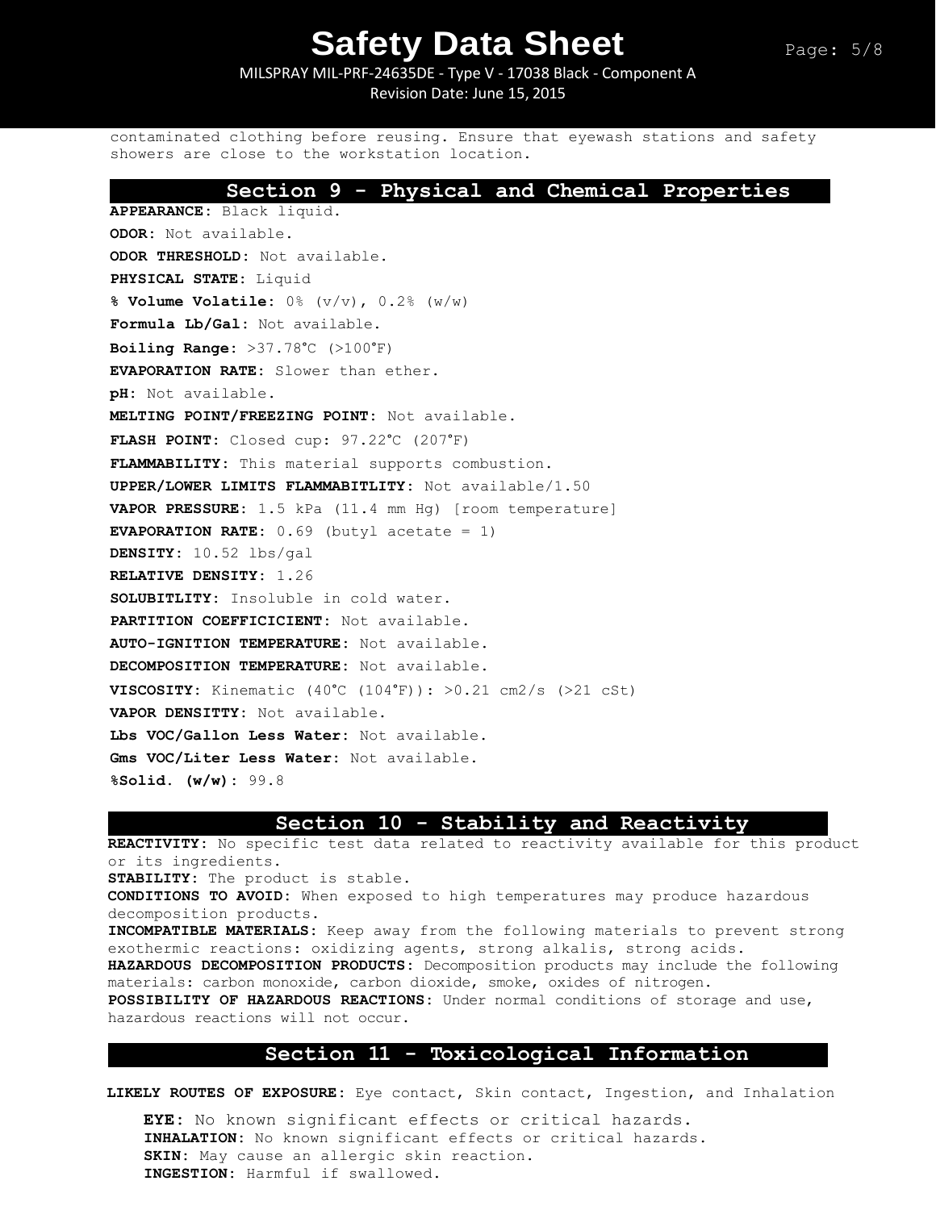contaminated clothing before reusing. Ensure that eyewash stations and safety showers are close to the workstation location.

## Section 9 - Physical and Chemical Properties

**APPEARANCE:** Black liquid.

**ODOR:** Not available.

**ODOR THRESHOLD:** Not available.

**PHYSICAL STATE:** Liquid

**% Volume Volatile:** 0% (v/v), 0.2% (w/w)

**Formula Lb/Gal:** Not available.

**Boiling Range:** >37.78°C (>100°F)

**EVAPORATION RATE:** Slower than ether.

**pH:** Not available.

**MELTING POINT/FREEZING POINT:** Not available.

**FLASH POINT:** Closed cup: 97.22°C (207°F)

**FLAMMABILITY:** This material supports combustion.

**UPPER/LOWER LIMITS FLAMMABITLITY:** Not available/1.50

**VAPOR PRESSURE:** 1.5 kPa (11.4 mm Hg) [room temperature]

**EVAPORATION RATE:** 0.69 (butyl acetate = 1)

**DENSITY:** 10.52 lbs/gal

**RELATIVE DENSITY:** 1.26

**SOLUBITLITY:** Insoluble in cold water.

**PARTITION COEFFICICIENT:** Not available.

**AUTO-IGNITION TEMPERATURE:** Not available.

**DECOMPOSITION TEMPERATURE:** Not available.

**VISCOSITY:** Kinematic (40°C (104°F)): >0.21 cm2/s (>21 cSt)

**VAPOR DENSITTY:** Not available.

**Lbs VOC/Gallon Less Water:** Not available.

**Gms VOC/Liter Less Water:** Not available.

**%Solid. (w/w):** 99.8

## Section 10 - Stability and Reactivity

**REACTIVITY:** No specific test data related to reactivity available for this product or its ingredients.
**STABILITY:** The product is stable.
**CONDITIONS TO AVOID:** When exposed to high temperatures may produce hazardous decomposition products.
**INCOMPATIBLE MATERIALS:** Keep away from the following materials to prevent strong exothermic reactions: oxidizing agents, strong alkalis, strong acids.
**HAZARDOUS DECOMPOSITION PRODUCTS:** Decomposition products may include the following materials: carbon monoxide, carbon dioxide, smoke, oxides of nitrogen.
**POSSIBILITY OF HAZARDOUS REACTIONS:** Under normal conditions of storage and use, hazardous reactions will not occur.

## Section 11 - Toxicological Information

**LIKELY ROUTES OF EXPOSURE:** Eye contact, Skin contact, Ingestion, and Inhalation

**EYE:** No known significant effects or critical hazards.
**INHALATION:** No known significant effects or critical hazards.
**SKIN:** May cause an allergic skin reaction.
**INGESTION:** Harmful if swallowed.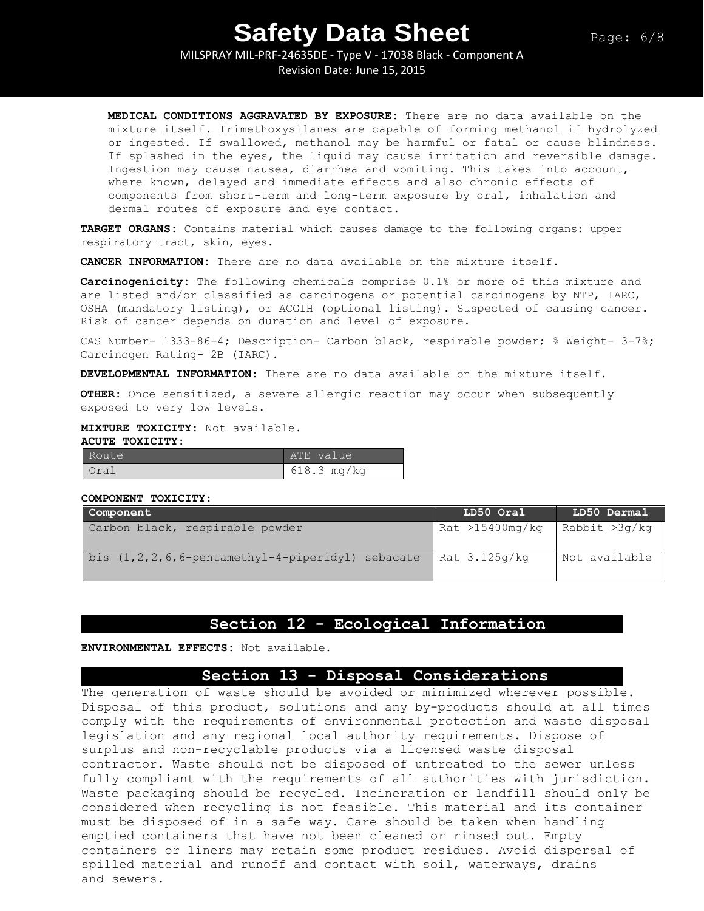**MEDICAL CONDITIONS AGGRAVATED BY EXPOSURE:** There are no data available on the mixture itself. Trimethoxysilanes are capable of forming methanol if hydrolyzed or ingested. If swallowed, methanol may be harmful or fatal or cause blindness. If splashed in the eyes, the liquid may cause irritation and reversible damage. Ingestion may cause nausea, diarrhea and vomiting. This takes into account, where known, delayed and immediate effects and also chronic effects of components from short-term and long-term exposure by oral, inhalation and dermal routes of exposure and eye contact.

**TARGET ORGANS:** Contains material which causes damage to the following organs: upper respiratory tract, skin, eyes.

**CANCER INFORMATION:** There are no data available on the mixture itself.

**Carcinogenicity:** The following chemicals comprise 0.1% or more of this mixture and are listed and/or classified as carcinogens or potential carcinogens by NTP, IARC, OSHA (mandatory listing), or ACGIH (optional listing). Suspected of causing cancer. Risk of cancer depends on duration and level of exposure.

CAS Number- 1333-86-4; Description- Carbon black, respirable powder; % Weight- 3-7%; Carcinogen Rating- 2B (IARC).

**DEVELOPMENTAL INFORMATION:** There are no data available on the mixture itself.

**OTHER:** Once sensitized, a severe allergic reaction may occur when subsequently exposed to very low levels.

**MIXTURE TOXICITY:** Not available.

**ACUTE TOXICITY:**

| Route | ATE value |
|---|---|
| Oral | 618.3 mg/kg |

**COMPONENT TOXICITY:**

| Component | LD50 Oral | LD50 Dermal |
|---|---|---|
| Carbon black, respirable powder | Rat >15400mg/kg | Rabbit >3g/kg |
| bis (1,2,2,6,6-pentamethyl-4-piperidyl) sebacate | Rat 3.125g/kg | Not available |

## Section 12 - Ecological Information

**ENVIRONMENTAL EFFECTS:** Not available.

## Section 13 - Disposal Considerations

The generation of waste should be avoided or minimized wherever possible. Disposal of this product, solutions and any by-products should at all times comply with the requirements of environmental protection and waste disposal legislation and any regional local authority requirements. Dispose of surplus and non-recyclable products via a licensed waste disposal contractor. Waste should not be disposed of untreated to the sewer unless fully compliant with the requirements of all authorities with jurisdiction. Waste packaging should be recycled. Incineration or landfill should only be considered when recycling is not feasible. This material and its container must be disposed of in a safe way. Care should be taken when handling emptied containers that have not been cleaned or rinsed out. Empty containers or liners may retain some product residues. Avoid dispersal of spilled material and runoff and contact with soil, waterways, drains and sewers.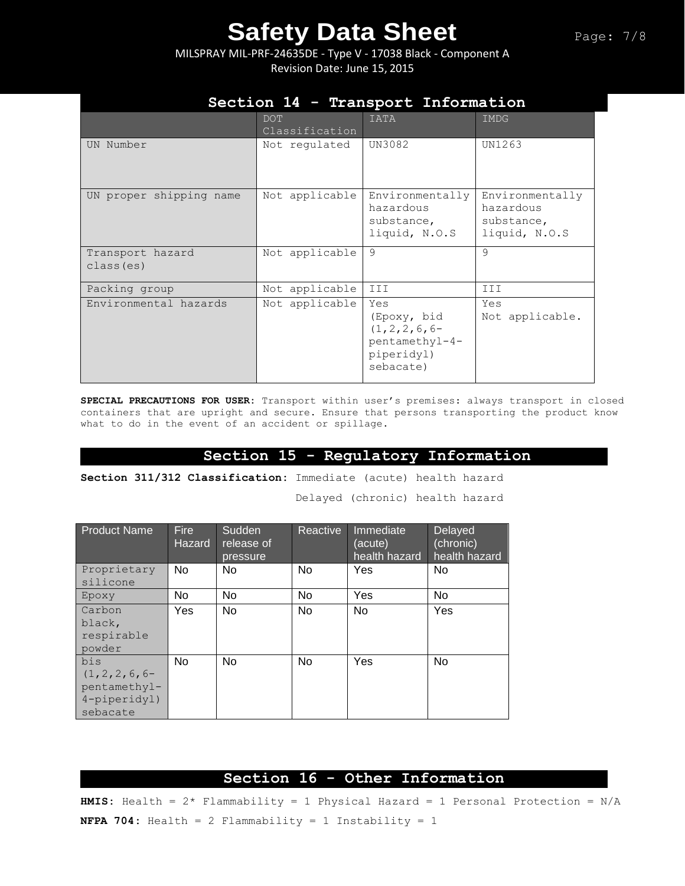## Section 14 - Transport Information

| | DOT Classification | IATA | IMDG |
|---|---|---|---|
| UN Number | Not regulated | UN3082 | UN1263 |
| UN proper shipping name | Not applicable | Environmentally hazardous substance, liquid, N.O.S | Environmentally hazardous substance, liquid, N.O.S |
| Transport hazard class(es) | Not applicable | 9 | 9 |
| Packing group | Not applicable | III | III |
| Environmental hazards | Not applicable | Yes (Epoxy, bid (1,2,2,6,6-pentamethyl-4-piperidyl) sebacate) | Yes Not applicable. |

**SPECIAL PRECAUTIONS FOR USER:** Transport within user's premises: always transport in closed containers that are upright and secure. Ensure that persons transporting the product know what to do in the event of an accident or spillage.

## Section 15 - Regulatory Information

**Section 311/312 Classification:** Immediate (acute) health hazard

Delayed (chronic) health hazard

| Product Name | Fire Hazard | Sudden release of pressure | Reactive | Immediate (acute) health hazard | Delayed (chronic) health hazard |
|---|---|---|---|---|---|
| Proprietary silicone | No | No | No | Yes | No |
| Epoxy | No | No | No | Yes | No |
| Carbon black, respirable powder | Yes | No | No | No | Yes |
| bis (1,2,2,6,6-pentamethyl-4-piperidyl) sebacate | No | No | No | Yes | No |

## Section 16 - Other Information

**HMIS:** Health = 2* Flammability = 1 Physical Hazard = 1 Personal Protection = N/A

**NFPA 704:** Health = 2 Flammability = 1 Instability = 1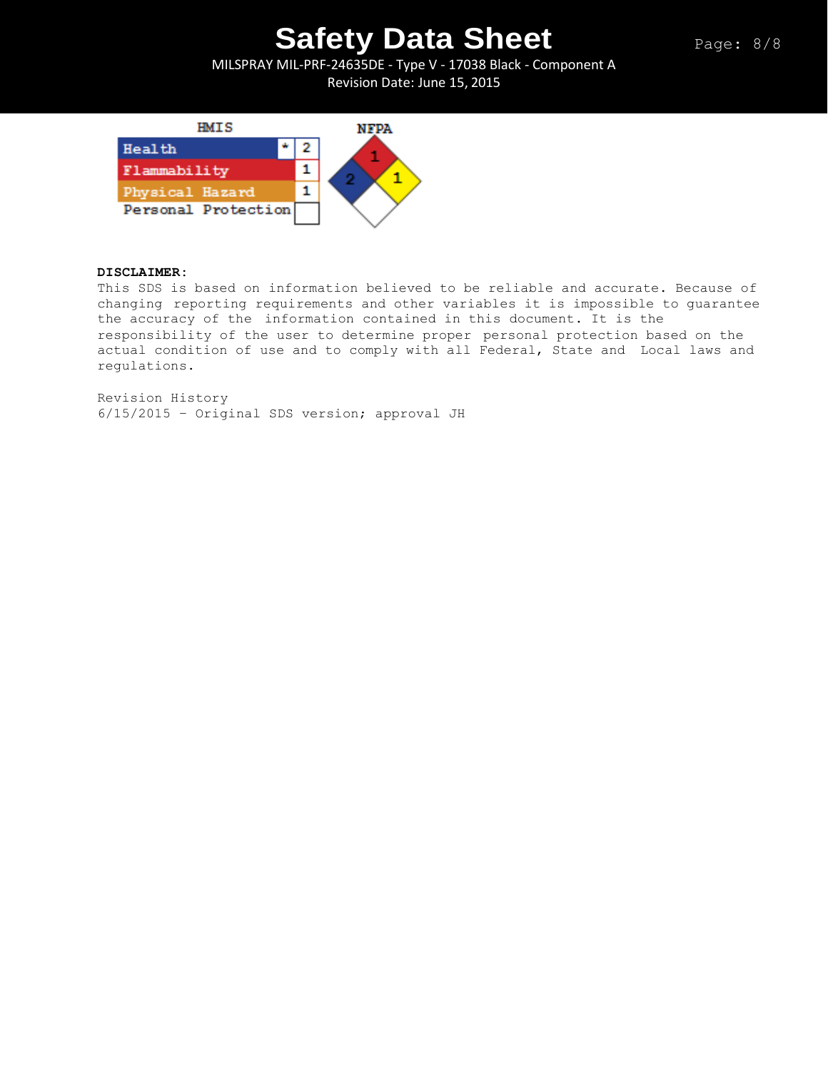**HMIS**

| | | |
|---|---|---|
| Health | * | 2 |
| Flammability | | 1 |
| Physical Hazard | | 1 |
| Personal Protection | | |

**NFPA**

Health: 2
Flammability: 1
Instability: 1

**DISCLAIMER:**

This SDS is based on information believed to be reliable and accurate. Because of changing reporting requirements and other variables it is impossible to guarantee the accuracy of the information contained in this document. It is the responsibility of the user to determine proper personal protection based on the actual condition of use and to comply with all Federal, State and Local laws and regulations.

Revision History

6/15/2015 – Original SDS version; approval JH